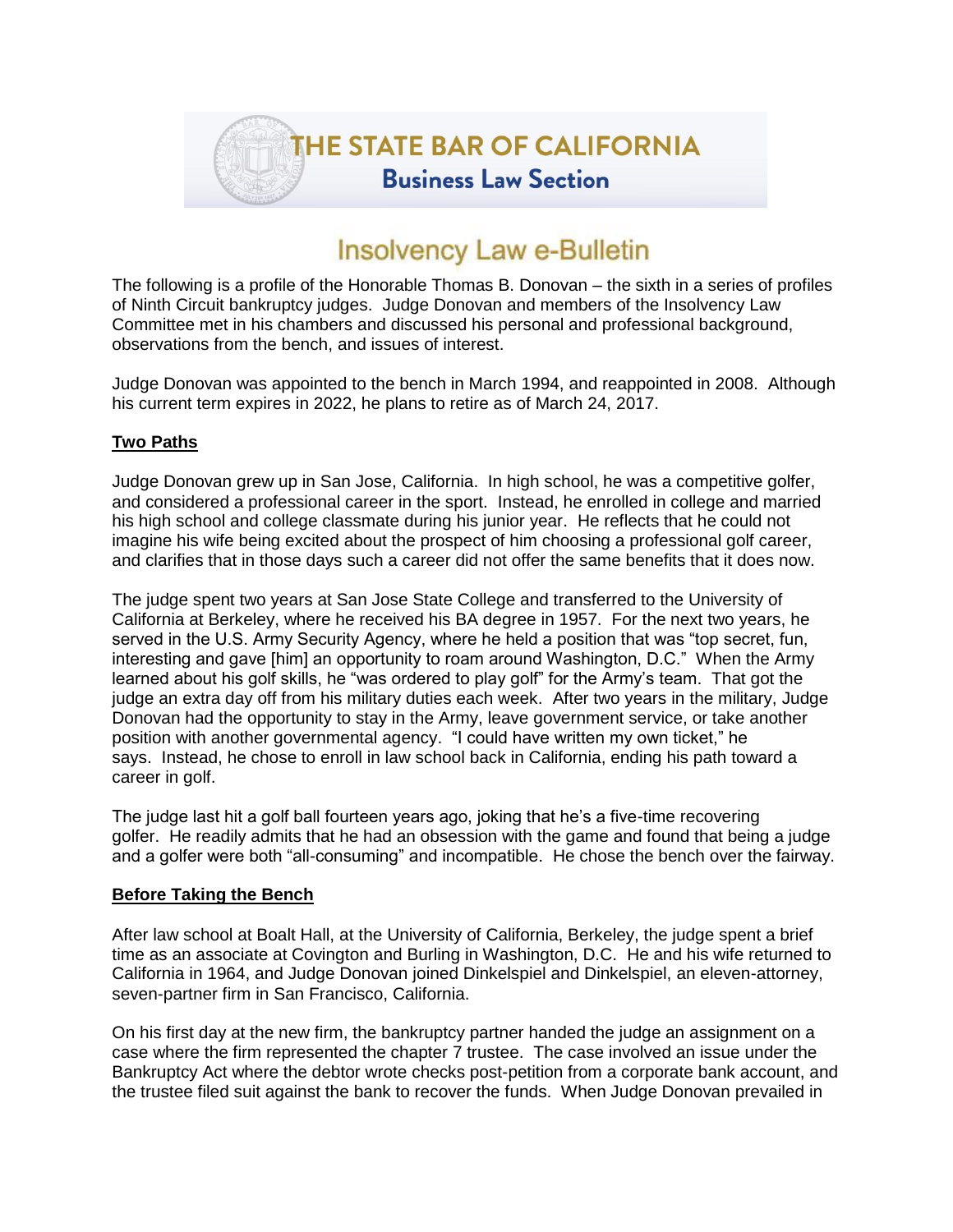# THE STATE BAR OF CALIFORNIA

## Business Law Section

# Insolvency Law e-Bulletin

The following is a profile of the Honorable Thomas B. Donovan – the sixth in a series of profiles of Ninth Circuit bankruptcy judges. Judge Donovan and members of the Insolvency Law Committee met in his chambers and discussed his personal and professional background, observations from the bench, and issues of interest.

Judge Donovan was appointed to the bench in March 1994, and reappointed in 2008. Although his current term expires in 2022, he plans to retire as of March 24, 2017.

**Two Paths**

Judge Donovan grew up in San Jose, California. In high school, he was a competitive golfer, and considered a professional career in the sport. Instead, he enrolled in college and married his high school and college classmate during his junior year. He reflects that he could not imagine his wife being excited about the prospect of him choosing a professional golf career, and clarifies that in those days such a career did not offer the same benefits that it does now.

The judge spent two years at San Jose State College and transferred to the University of California at Berkeley, where he received his BA degree in 1957. For the next two years, he served in the U.S. Army Security Agency, where he held a position that was "top secret, fun, interesting and gave [him] an opportunity to roam around Washington, D.C." When the Army learned about his golf skills, he "was ordered to play golf" for the Army's team. That got the judge an extra day off from his military duties each week. After two years in the military, Judge Donovan had the opportunity to stay in the Army, leave government service, or take another position with another governmental agency. "I could have written my own ticket," he says. Instead, he chose to enroll in law school back in California, ending his path toward a career in golf.

The judge last hit a golf ball fourteen years ago, joking that he's a five-time recovering golfer. He readily admits that he had an obsession with the game and found that being a judge and a golfer were both "all-consuming" and incompatible. He chose the bench over the fairway.

**Before Taking the Bench**

After law school at Boalt Hall, at the University of California, Berkeley, the judge spent a brief time as an associate at Covington and Burling in Washington, D.C. He and his wife returned to California in 1964, and Judge Donovan joined Dinkelspiel and Dinkelspiel, an eleven-attorney, seven-partner firm in San Francisco, California.

On his first day at the new firm, the bankruptcy partner handed the judge an assignment on a case where the firm represented the chapter 7 trustee. The case involved an issue under the Bankruptcy Act where the debtor wrote checks post-petition from a corporate bank account, and the trustee filed suit against the bank to recover the funds. When Judge Donovan prevailed in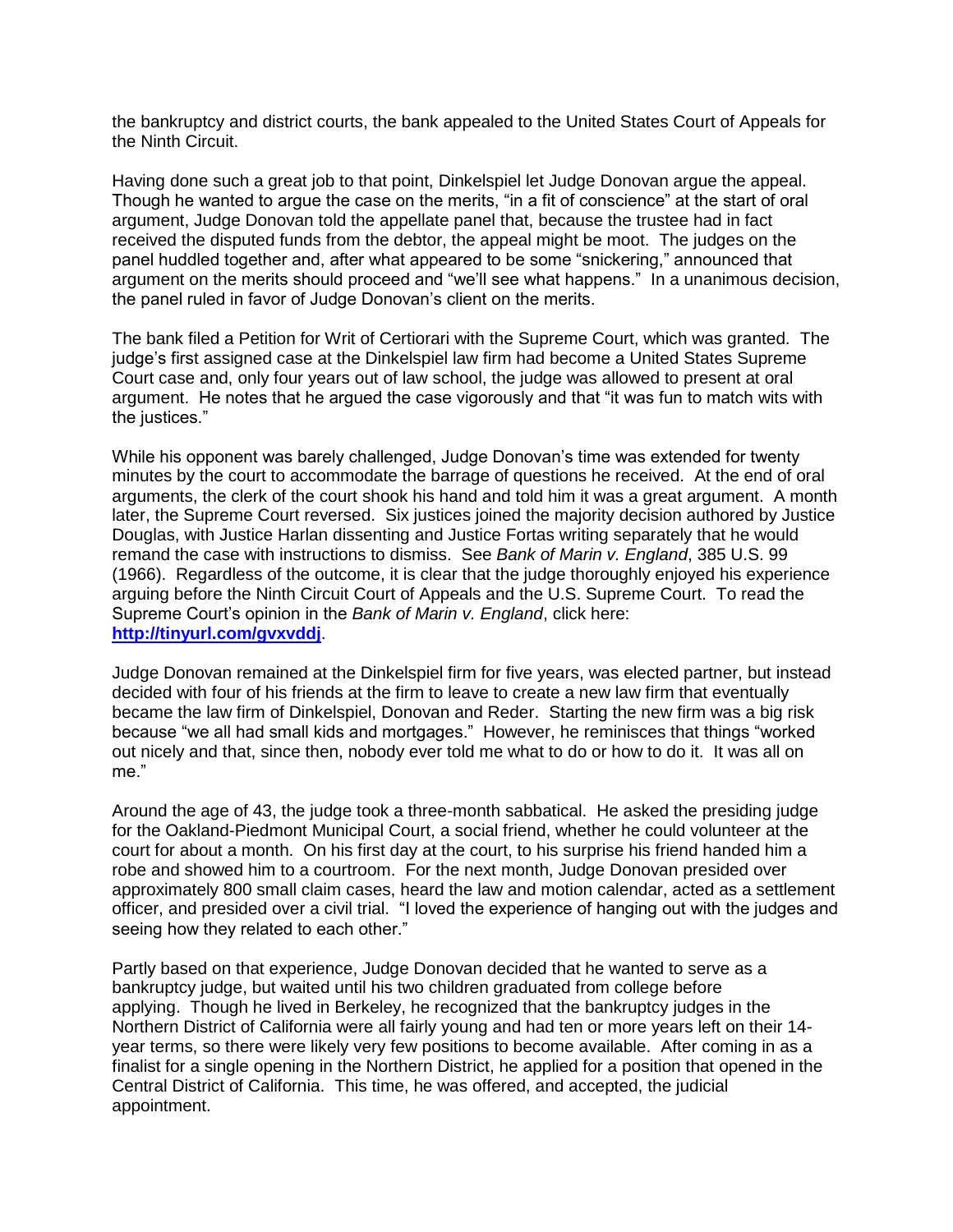the bankruptcy and district courts, the bank appealed to the United States Court of Appeals for the Ninth Circuit.

Having done such a great job to that point, Dinkelspiel let Judge Donovan argue the appeal. Though he wanted to argue the case on the merits, "in a fit of conscience" at the start of oral argument, Judge Donovan told the appellate panel that, because the trustee had in fact received the disputed funds from the debtor, the appeal might be moot. The judges on the panel huddled together and, after what appeared to be some "snickering," announced that argument on the merits should proceed and "we'll see what happens." In a unanimous decision, the panel ruled in favor of Judge Donovan's client on the merits.

The bank filed a Petition for Writ of Certiorari with the Supreme Court, which was granted. The judge's first assigned case at the Dinkelspiel law firm had become a United States Supreme Court case and, only four years out of law school, the judge was allowed to present at oral argument. He notes that he argued the case vigorously and that "it was fun to match wits with the justices."

While his opponent was barely challenged, Judge Donovan's time was extended for twenty minutes by the court to accommodate the barrage of questions he received. At the end of oral arguments, the clerk of the court shook his hand and told him it was a great argument. A month later, the Supreme Court reversed. Six justices joined the majority decision authored by Justice Douglas, with Justice Harlan dissenting and Justice Fortas writing separately that he would remand the case with instructions to dismiss. See *Bank of Marin v. England*, 385 U.S. 99 (1966). Regardless of the outcome, it is clear that the judge thoroughly enjoyed his experience arguing before the Ninth Circuit Court of Appeals and the U.S. Supreme Court. To read the Supreme Court's opinion in the *Bank of Marin v. England*, click here: **http://tinyurl.com/gvxvddj**.

Judge Donovan remained at the Dinkelspiel firm for five years, was elected partner, but instead decided with four of his friends at the firm to leave to create a new law firm that eventually became the law firm of Dinkelspiel, Donovan and Reder. Starting the new firm was a big risk because "we all had small kids and mortgages." However, he reminisces that things "worked out nicely and that, since then, nobody ever told me what to do or how to do it. It was all on me."

Around the age of 43, the judge took a three-month sabbatical. He asked the presiding judge for the Oakland-Piedmont Municipal Court, a social friend, whether he could volunteer at the court for about a month. On his first day at the court, to his surprise his friend handed him a robe and showed him to a courtroom. For the next month, Judge Donovan presided over approximately 800 small claim cases, heard the law and motion calendar, acted as a settlement officer, and presided over a civil trial. "I loved the experience of hanging out with the judges and seeing how they related to each other."

Partly based on that experience, Judge Donovan decided that he wanted to serve as a bankruptcy judge, but waited until his two children graduated from college before applying. Though he lived in Berkeley, he recognized that the bankruptcy judges in the Northern District of California were all fairly young and had ten or more years left on their 14-year terms, so there were likely very few positions to become available. After coming in as a finalist for a single opening in the Northern District, he applied for a position that opened in the Central District of California. This time, he was offered, and accepted, the judicial appointment.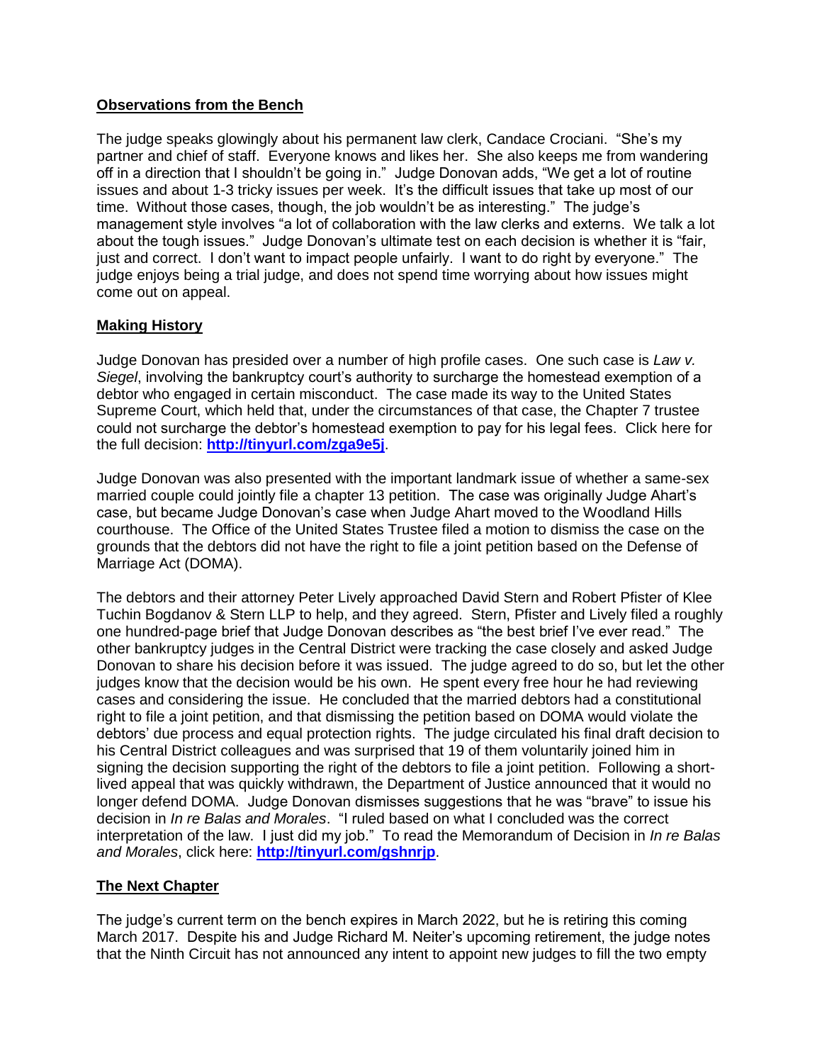**Observations from the Bench**

The judge speaks glowingly about his permanent law clerk, Candace Crociani. "She's my partner and chief of staff. Everyone knows and likes her. She also keeps me from wandering off in a direction that I shouldn't be going in." Judge Donovan adds, "We get a lot of routine issues and about 1-3 tricky issues per week. It's the difficult issues that take up most of our time. Without those cases, though, the job wouldn't be as interesting." The judge's management style involves "a lot of collaboration with the law clerks and externs. We talk a lot about the tough issues." Judge Donovan's ultimate test on each decision is whether it is "fair, just and correct. I don't want to impact people unfairly. I want to do right by everyone." The judge enjoys being a trial judge, and does not spend time worrying about how issues might come out on appeal.

**Making History**

Judge Donovan has presided over a number of high profile cases. One such case is *Law v. Siegel*, involving the bankruptcy court's authority to surcharge the homestead exemption of a debtor who engaged in certain misconduct. The case made its way to the United States Supreme Court, which held that, under the circumstances of that case, the Chapter 7 trustee could not surcharge the debtor's homestead exemption to pay for his legal fees. Click here for the full decision: **http://tinyurl.com/zga9e5j**.

Judge Donovan was also presented with the important landmark issue of whether a same-sex married couple could jointly file a chapter 13 petition. The case was originally Judge Ahart's case, but became Judge Donovan's case when Judge Ahart moved to the Woodland Hills courthouse. The Office of the United States Trustee filed a motion to dismiss the case on the grounds that the debtors did not have the right to file a joint petition based on the Defense of Marriage Act (DOMA).

The debtors and their attorney Peter Lively approached David Stern and Robert Pfister of Klee Tuchin Bogdanov & Stern LLP to help, and they agreed. Stern, Pfister and Lively filed a roughly one hundred-page brief that Judge Donovan describes as "the best brief I've ever read." The other bankruptcy judges in the Central District were tracking the case closely and asked Judge Donovan to share his decision before it was issued. The judge agreed to do so, but let the other judges know that the decision would be his own. He spent every free hour he had reviewing cases and considering the issue. He concluded that the married debtors had a constitutional right to file a joint petition, and that dismissing the petition based on DOMA would violate the debtors' due process and equal protection rights. The judge circulated his final draft decision to his Central District colleagues and was surprised that 19 of them voluntarily joined him in signing the decision supporting the right of the debtors to file a joint petition. Following a short-lived appeal that was quickly withdrawn, the Department of Justice announced that it would no longer defend DOMA. Judge Donovan dismisses suggestions that he was "brave" to issue his decision in *In re Balas and Morales*. "I ruled based on what I concluded was the correct interpretation of the law. I just did my job." To read the Memorandum of Decision in *In re Balas and Morales*, click here: **http://tinyurl.com/gshnrjp**.

**The Next Chapter**

The judge's current term on the bench expires in March 2022, but he is retiring this coming March 2017. Despite his and Judge Richard M. Neiter's upcoming retirement, the judge notes that the Ninth Circuit has not announced any intent to appoint new judges to fill the two empty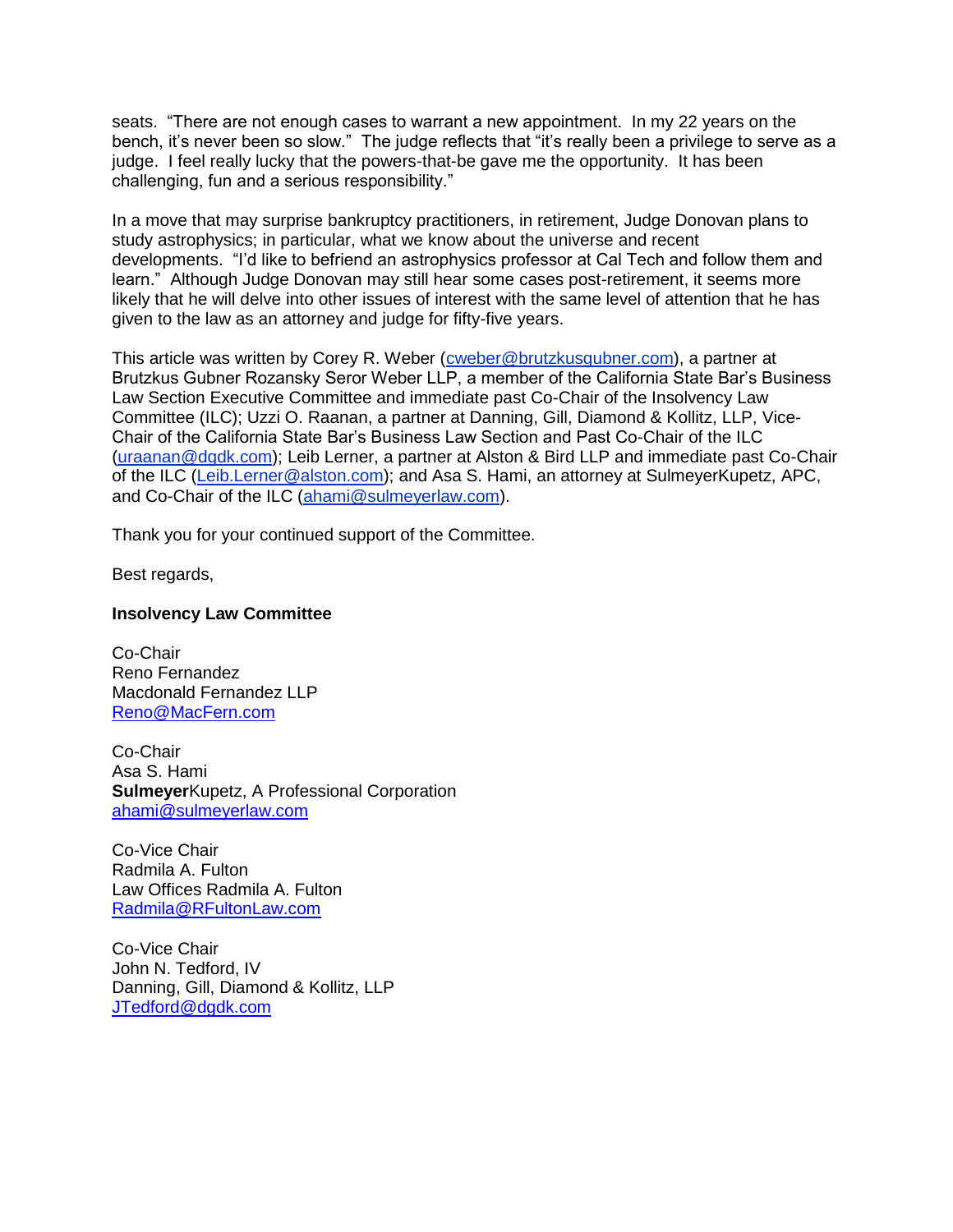seats. "There are not enough cases to warrant a new appointment. In my 22 years on the bench, it's never been so slow." The judge reflects that "it's really been a privilege to serve as a judge. I feel really lucky that the powers-that-be gave me the opportunity. It has been challenging, fun and a serious responsibility."

In a move that may surprise bankruptcy practitioners, in retirement, Judge Donovan plans to study astrophysics; in particular, what we know about the universe and recent developments. "I'd like to befriend an astrophysics professor at Cal Tech and follow them and learn." Although Judge Donovan may still hear some cases post-retirement, it seems more likely that he will delve into other issues of interest with the same level of attention that he has given to the law as an attorney and judge for fifty-five years.

This article was written by Corey R. Weber (cweber@brutzkusgubner.com), a partner at Brutzkus Gubner Rozansky Seror Weber LLP, a member of the California State Bar's Business Law Section Executive Committee and immediate past Co-Chair of the Insolvency Law Committee (ILC); Uzzi O. Raanan, a partner at Danning, Gill, Diamond & Kollitz, LLP, Vice-Chair of the California State Bar's Business Law Section and Past Co-Chair of the ILC (uraanan@dgdk.com); Leib Lerner, a partner at Alston & Bird LLP and immediate past Co-Chair of the ILC (Leib.Lerner@alston.com); and Asa S. Hami, an attorney at SulmeyerKupetz, APC, and Co-Chair of the ILC (ahami@sulmeyerlaw.com).

Thank you for your continued support of the Committee.

Best regards,

**Insolvency Law Committee**

Co-Chair
Reno Fernandez
Macdonald Fernandez LLP
Reno@MacFern.com

Co-Chair
Asa S. Hami
**Sulmeyer**Kupetz, A Professional Corporation
ahami@sulmeyerlaw.com

Co-Vice Chair
Radmila A. Fulton
Law Offices Radmila A. Fulton
Radmila@RFultonLaw.com

Co-Vice Chair
John N. Tedford, IV
Danning, Gill, Diamond & Kollitz, LLP
JTedford@dgdk.com